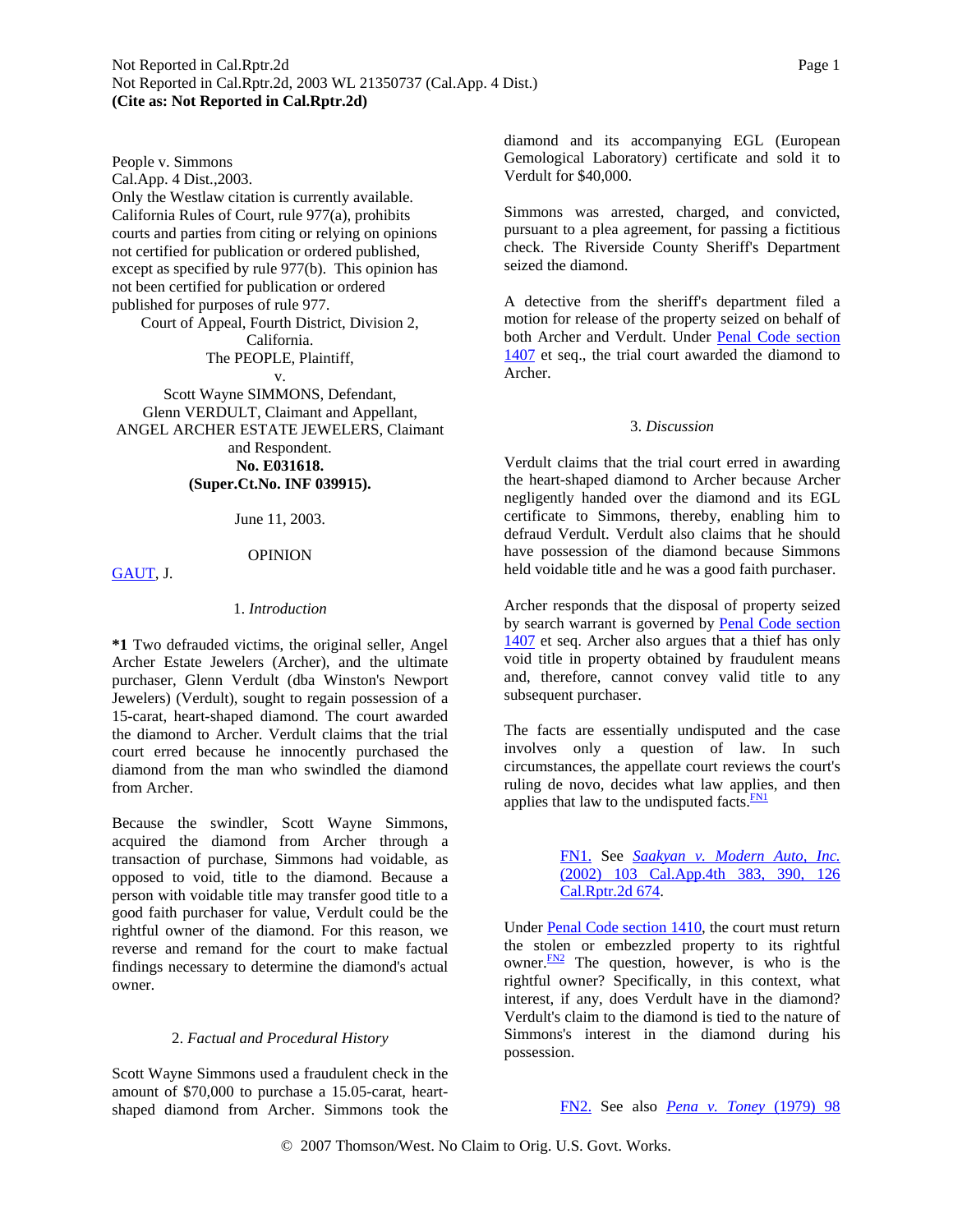People v. Simmons
Cal.App. 4 Dist.,2003.
Only the Westlaw citation is currently available.
California Rules of Court, rule 977(a), prohibits courts and parties from citing or relying on opinions not certified for publication or ordered published, except as specified by rule 977(b). This opinion has not been certified for publication or ordered published for purposes of rule 977.

Court of Appeal, Fourth District, Division 2, California.
The PEOPLE, Plaintiff,
v.
Scott Wayne SIMMONS, Defendant,
Glenn VERDULT, Claimant and Appellant,
ANGEL ARCHER ESTATE JEWELERS, Claimant and Respondent.
**No. E031618.**
**(Super.Ct.No. INF 039915).**

June 11, 2003.

OPINION

GAUT, J.

## 1. *Introduction*

**\*1** Two defrauded victims, the original seller, Angel Archer Estate Jewelers (Archer), and the ultimate purchaser, Glenn Verdult (dba Winston's Newport Jewelers) (Verdult), sought to regain possession of a 15-carat, heart-shaped diamond. The court awarded the diamond to Archer. Verdult claims that the trial court erred because he innocently purchased the diamond from the man who swindled the diamond from Archer.

Because the swindler, Scott Wayne Simmons, acquired the diamond from Archer through a transaction of purchase, Simmons had voidable, as opposed to void, title to the diamond. Because a person with voidable title may transfer good title to a good faith purchaser for value, Verdult could be the rightful owner of the diamond. For this reason, we reverse and remand for the court to make factual findings necessary to determine the diamond's actual owner.

## 2. *Factual and Procedural History*

Scott Wayne Simmons used a fraudulent check in the amount of $70,000 to purchase a 15.05-carat, heart-shaped diamond from Archer. Simmons took the diamond and its accompanying EGL (European Gemological Laboratory) certificate and sold it to Verdult for $40,000.

Simmons was arrested, charged, and convicted, pursuant to a plea agreement, for passing a fictitious check. The Riverside County Sheriff's Department seized the diamond.

A detective from the sheriff's department filed a motion for release of the property seized on behalf of both Archer and Verdult. Under Penal Code section 1407 et seq., the trial court awarded the diamond to Archer.

## 3. *Discussion*

Verdult claims that the trial court erred in awarding the heart-shaped diamond to Archer because Archer negligently handed over the diamond and its EGL certificate to Simmons, thereby, enabling him to defraud Verdult. Verdult also claims that he should have possession of the diamond because Simmons held voidable title and he was a good faith purchaser.

Archer responds that the disposal of property seized by search warrant is governed by Penal Code section 1407 et seq. Archer also argues that a thief has only void title in property obtained by fraudulent means and, therefore, cannot convey valid title to any subsequent purchaser.

The facts are essentially undisputed and the case involves only a question of law. In such circumstances, the appellate court reviews the court's ruling de novo, decides what law applies, and then applies that law to the undisputed facts.[FN1]

> FN1. See *Saakyan v. Modern Auto, Inc.* (2002) 103 Cal.App.4th 383, 390, 126 Cal.Rptr.2d 674.

Under Penal Code section 1410, the court must return the stolen or embezzled property to its rightful owner.[FN2] The question, however, is who is the rightful owner? Specifically, in this context, what interest, if any, does Verdult have in the diamond? Verdult's claim to the diamond is tied to the nature of Simmons's interest in the diamond during his possession.

> FN2. See also *Pena v. Toney* (1979) 98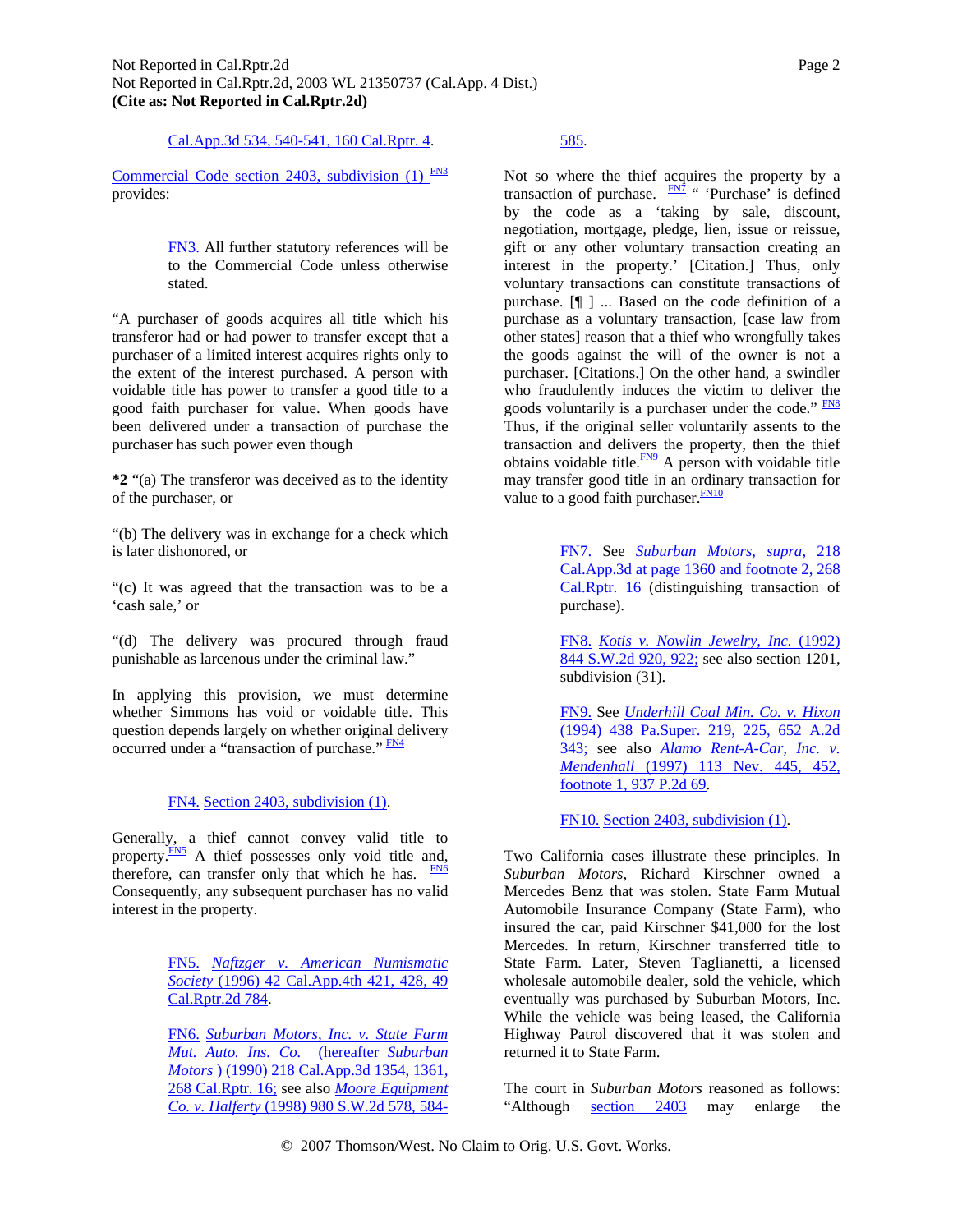Cal.App.3d 534, 540-541, 160 Cal.Rptr. 4.

Commercial Code section 2403, subdivision (1) [FN3] provides:

> FN3. All further statutory references will be to the Commercial Code unless otherwise stated.

"A purchaser of goods acquires all title which his transferor had or had power to transfer except that a purchaser of a limited interest acquires rights only to the extent of the interest purchased. A person with voidable title has power to transfer a good title to a good faith purchaser for value. When goods have been delivered under a transaction of purchase the purchaser has such power even though

**\*2** "(a) The transferor was deceived as to the identity of the purchaser, or

"(b) The delivery was in exchange for a check which is later dishonored, or

"(c) It was agreed that the transaction was to be a 'cash sale,' or

"(d) The delivery was procured through fraud punishable as larcenous under the criminal law."

In applying this provision, we must determine whether Simmons has void or voidable title. This question depends largely on whether original delivery occurred under a "transaction of purchase." [FN4]

> FN4. Section 2403, subdivision (1).

Generally, a thief cannot convey valid title to property.[FN5] A thief possesses only void title and, therefore, can transfer only that which he has. [FN6] Consequently, any subsequent purchaser has no valid interest in the property.

> FN5. *Naftzger v. American Numismatic Society* (1996) 42 Cal.App.4th 421, 428, 49 Cal.Rptr.2d 784.

> FN6. *Suburban Motors, Inc. v. State Farm Mut. Auto. Ins. Co.* (hereafter *Suburban Motors* ) (1990) 218 Cal.App.3d 1354, 1361, 268 Cal.Rptr. 16; see also *Moore Equipment Co. v. Halferty* (1998) 980 S.W.2d 578, 584-585.

Not so where the thief acquires the property by a transaction of purchase. [FN7] " 'Purchase' is defined by the code as a 'taking by sale, discount, negotiation, mortgage, pledge, lien, issue or reissue, gift or any other voluntary transaction creating an interest in the property.' [Citation.] Thus, only voluntary transactions can constitute transactions of purchase. [¶ ] ... Based on the code definition of a purchase as a voluntary transaction, [case law from other states] reason that a thief who wrongfully takes the goods against the will of the owner is not a purchaser. [Citations.] On the other hand, a swindler who fraudulently induces the victim to deliver the goods voluntarily is a purchaser under the code." [FN8] Thus, if the original seller voluntarily assents to the transaction and delivers the property, then the thief obtains voidable title.[FN9] A person with voidable title may transfer good title in an ordinary transaction for value to a good faith purchaser.[FN10]

> FN7. See *Suburban Motors, supra,* 218 Cal.App.3d at page 1360 and footnote 2, 268 Cal.Rptr. 16 (distinguishing transaction of purchase).

> FN8. *Kotis v. Nowlin Jewelry, Inc.* (1992) 844 S.W.2d 920, 922; see also section 1201, subdivision (31).

> FN9. See *Underhill Coal Min. Co. v. Hixon* (1994) 438 Pa.Super. 219, 225, 652 A.2d 343; see also *Alamo Rent-A-Car, Inc. v. Mendenhall* (1997) 113 Nev. 445, 452, footnote 1, 937 P.2d 69.

> FN10. Section 2403, subdivision (1).

Two California cases illustrate these principles. In *Suburban Motors*, Richard Kirschner owned a Mercedes Benz that was stolen. State Farm Mutual Automobile Insurance Company (State Farm), who insured the car, paid Kirschner $41,000 for the lost Mercedes. In return, Kirschner transferred title to State Farm. Later, Steven Taglianetti, a licensed wholesale automobile dealer, sold the vehicle, which eventually was purchased by Suburban Motors, Inc. While the vehicle was being leased, the California Highway Patrol discovered that it was stolen and returned it to State Farm.

The court in *Suburban Motors* reasoned as follows: "Although section 2403 may enlarge the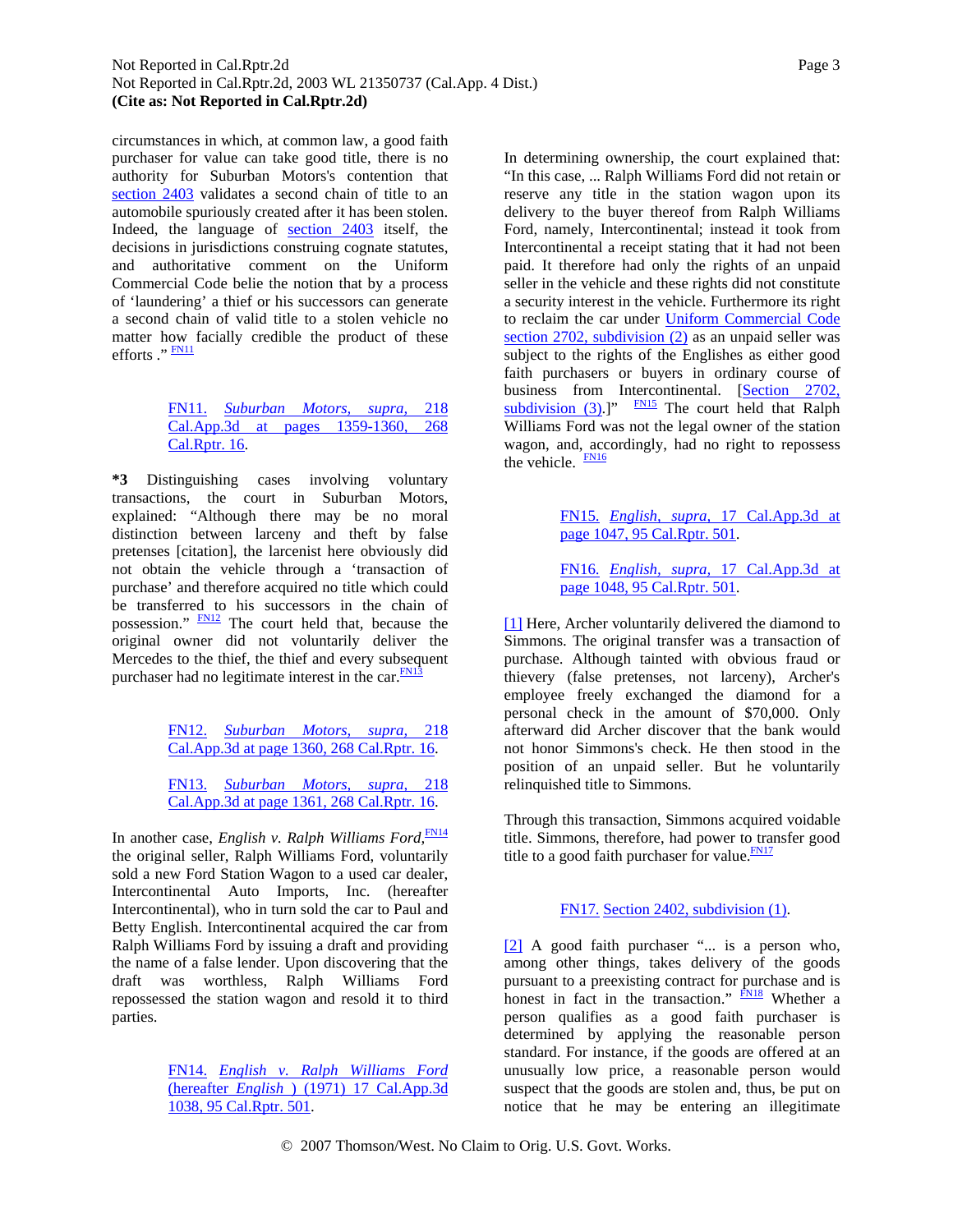circumstances in which, at common law, a good faith purchaser for value can take good title, there is no authority for Suburban Motors's contention that section 2403 validates a second chain of title to an automobile spuriously created after it has been stolen. Indeed, the language of section 2403 itself, the decisions in jurisdictions construing cognate statutes, and authoritative comment on the Uniform Commercial Code belie the notion that by a process of 'laundering' a thief or his successors can generate a second chain of valid title to a stolen vehicle no matter how facially credible the product of these efforts ." [FN11]

FN11. *Suburban Motors, supra,* 218 Cal.App.3d at pages 1359-1360, 268 Cal.Rptr. 16.

**\*3** Distinguishing cases involving voluntary transactions, the court in Suburban Motors, explained: "Although there may be no moral distinction between larceny and theft by false pretenses [citation], the larcenist here obviously did not obtain the vehicle through a 'transaction of purchase' and therefore acquired no title which could be transferred to his successors in the chain of possession." [FN12] The court held that, because the original owner did not voluntarily deliver the Mercedes to the thief, the thief and every subsequent purchaser had no legitimate interest in the car.[FN13]

FN12. *Suburban Motors, supra,* 218 Cal.App.3d at page 1360, 268 Cal.Rptr. 16.

FN13. *Suburban Motors, supra,* 218 Cal.App.3d at page 1361, 268 Cal.Rptr. 16.

In another case, *English v. Ralph Williams Ford,*[FN14] the original seller, Ralph Williams Ford, voluntarily sold a new Ford Station Wagon to a used car dealer, Intercontinental Auto Imports, Inc. (hereafter Intercontinental), who in turn sold the car to Paul and Betty English. Intercontinental acquired the car from Ralph Williams Ford by issuing a draft and providing the name of a false lender. Upon discovering that the draft was worthless, Ralph Williams Ford repossessed the station wagon and resold it to third parties.

FN14. *English v. Ralph Williams Ford* (hereafter *English* ) (1971) 17 Cal.App.3d 1038, 95 Cal.Rptr. 501.

In determining ownership, the court explained that: "In this case, ... Ralph Williams Ford did not retain or reserve any title in the station wagon upon its delivery to the buyer thereof from Ralph Williams Ford, namely, Intercontinental; instead it took from Intercontinental a receipt stating that it had not been paid. It therefore had only the rights of an unpaid seller in the vehicle and these rights did not constitute a security interest in the vehicle. Furthermore its right to reclaim the car under Uniform Commercial Code section 2702, subdivision (2) as an unpaid seller was subject to the rights of the Englishes as either good faith purchasers or buyers in ordinary course of business from Intercontinental. [Section 2702, subdivision (3).]" [FN15] The court held that Ralph Williams Ford was not the legal owner of the station wagon, and, accordingly, had no right to repossess the vehicle. [FN16]

FN15. *English, supra,* 17 Cal.App.3d at page 1047, 95 Cal.Rptr. 501.

FN16. *English, supra,* 17 Cal.App.3d at page 1048, 95 Cal.Rptr. 501.

[1] Here, Archer voluntarily delivered the diamond to Simmons. The original transfer was a transaction of purchase. Although tainted with obvious fraud or thievery (false pretenses, not larceny), Archer's employee freely exchanged the diamond for a personal check in the amount of $70,000. Only afterward did Archer discover that the bank would not honor Simmons's check. He then stood in the position of an unpaid seller. But he voluntarily relinquished title to Simmons.

Through this transaction, Simmons acquired voidable title. Simmons, therefore, had power to transfer good title to a good faith purchaser for value.[FN17]

FN17. Section 2402, subdivision (1).

[2] A good faith purchaser "... is a person who, among other things, takes delivery of the goods pursuant to a preexisting contract for purchase and is honest in fact in the transaction." [FN18] Whether a person qualifies as a good faith purchaser is determined by applying the reasonable person standard. For instance, if the goods are offered at an unusually low price, a reasonable person would suspect that the goods are stolen and, thus, be put on notice that he may be entering an illegitimate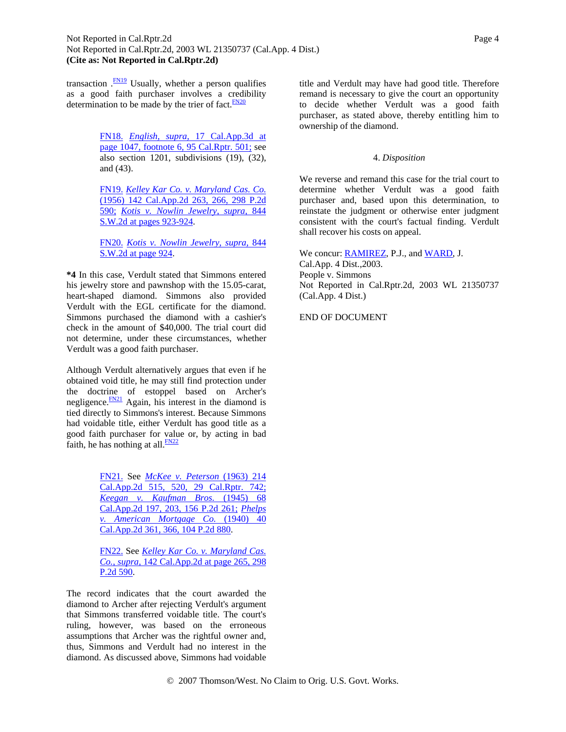transaction .[FN19] Usually, whether a person qualifies as a good faith purchaser involves a credibility determination to be made by the trier of fact.[FN20]

> FN18. *English, supra,* 17 Cal.App.3d at page 1047, footnote 6, 95 Cal.Rptr. 501; see also section 1201, subdivisions (19), (32), and (43).

> FN19. *Kelley Kar Co. v. Maryland Cas. Co.* (1956) 142 Cal.App.2d 263, 266, 298 P.2d 590; *Kotis v. Nowlin Jewelry, supra,* 844 S.W.2d at pages 923-924.

> FN20. *Kotis v. Nowlin Jewelry, supra,* 844 S.W.2d at page 924.

**\*4** In this case, Verdult stated that Simmons entered his jewelry store and pawnshop with the 15.05-carat, heart-shaped diamond. Simmons also provided Verdult with the EGL certificate for the diamond. Simmons purchased the diamond with a cashier's check in the amount of $40,000. The trial court did not determine, under these circumstances, whether Verdult was a good faith purchaser.

Although Verdult alternatively argues that even if he obtained void title, he may still find protection under the doctrine of estoppel based on Archer's negligence.[FN21] Again, his interest in the diamond is tied directly to Simmons's interest. Because Simmons had voidable title, either Verdult has good title as a good faith purchaser for value or, by acting in bad faith, he has nothing at all.[FN22]

> FN21. See *McKee v. Peterson* (1963) 214 Cal.App.2d 515, 520, 29 Cal.Rptr. 742; *Keegan v. Kaufman Bros.* (1945) 68 Cal.App.2d 197, 203, 156 P.2d 261; *Phelps v. American Mortgage Co.* (1940) 40 Cal.App.2d 361, 366, 104 P.2d 880.

> FN22. See *Kelley Kar Co. v. Maryland Cas. Co., supra,* 142 Cal.App.2d at page 265, 298 P.2d 590.

The record indicates that the court awarded the diamond to Archer after rejecting Verdult's argument that Simmons transferred voidable title. The court's ruling, however, was based on the erroneous assumptions that Archer was the rightful owner and, thus, Simmons and Verdult had no interest in the diamond. As discussed above, Simmons had voidable title and Verdult may have had good title. Therefore remand is necessary to give the court an opportunity to decide whether Verdult was a good faith purchaser, as stated above, thereby entitling him to ownership of the diamond.

### 4. *Disposition*

We reverse and remand this case for the trial court to determine whether Verdult was a good faith purchaser and, based upon this determination, to reinstate the judgment or otherwise enter judgment consistent with the court's factual finding. Verdult shall recover his costs on appeal.

We concur: RAMIREZ, P.J., and WARD, J.
Cal.App. 4 Dist.,2003.
People v. Simmons
Not Reported in Cal.Rptr.2d, 2003 WL 21350737 (Cal.App. 4 Dist.)

END OF DOCUMENT